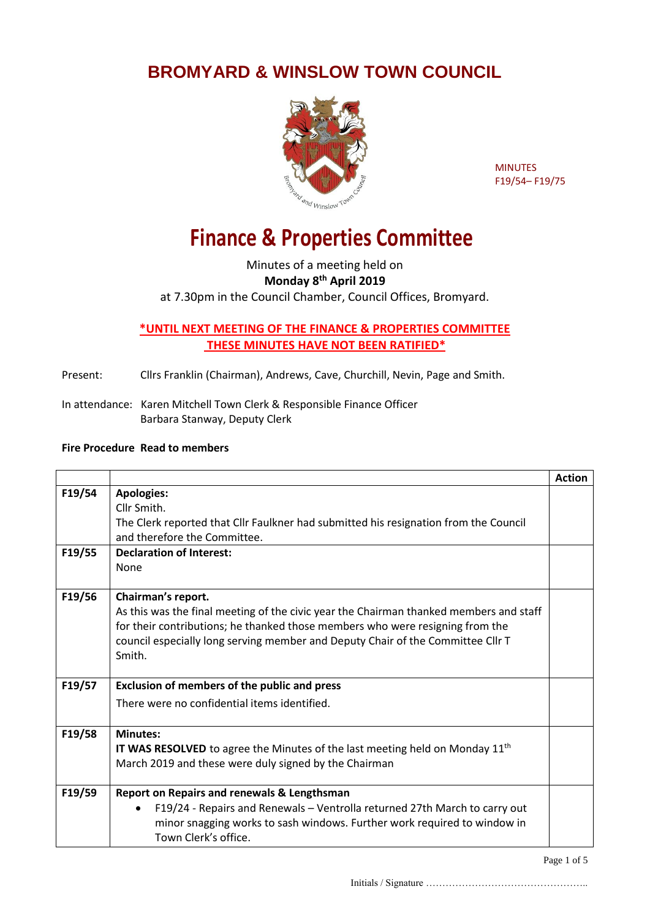# BROMYARD & WINSLOW TOWN COUNCIL

MINUTES
F19/54– F19/75

# Finance & Properties Committee

Minutes of a meeting held on
**Monday 8th April 2019**
at 7.30pm in the Council Chamber, Council Offices, Bromyard.

**\*UNTIL NEXT MEETING OF THE FINANCE & PROPERTIES COMMITTEE THESE MINUTES HAVE NOT BEEN RATIFIED\***

Present: Cllrs Franklin (Chairman), Andrews, Cave, Churchill, Nevin, Page and Smith.

In attendance: Karen Mitchell Town Clerk & Responsible Finance Officer
Barbara Stanway, Deputy Clerk

**Fire Procedure Read to members**

| | | Action |
|---|---|---|
| F19/54 | **Apologies:**<br>Cllr Smith.<br>The Clerk reported that Cllr Faulkner had submitted his resignation from the Council and therefore the Committee. | |
| F19/55 | **Declaration of Interest:**<br>None | |
| F19/56 | **Chairman's report.**<br>As this was the final meeting of the civic year the Chairman thanked members and staff for their contributions; he thanked those members who were resigning from the council especially long serving member and Deputy Chair of the Committee Cllr T Smith. | |
| F19/57 | **Exclusion of members of the public and press**<br>There were no confidential items identified. | |
| F19/58 | **Minutes:**<br>**IT WAS RESOLVED** to agree the Minutes of the last meeting held on Monday 11th March 2019 and these were duly signed by the Chairman | |
| F19/59 | **Report on Repairs and renewals & Lengthsman**<br>• F19/24 - Repairs and Renewals – Ventrolla returned 27th March to carry out minor snagging works to sash windows. Further work required to window in Town Clerk's office. | |

Initials / Signature …………………………………………..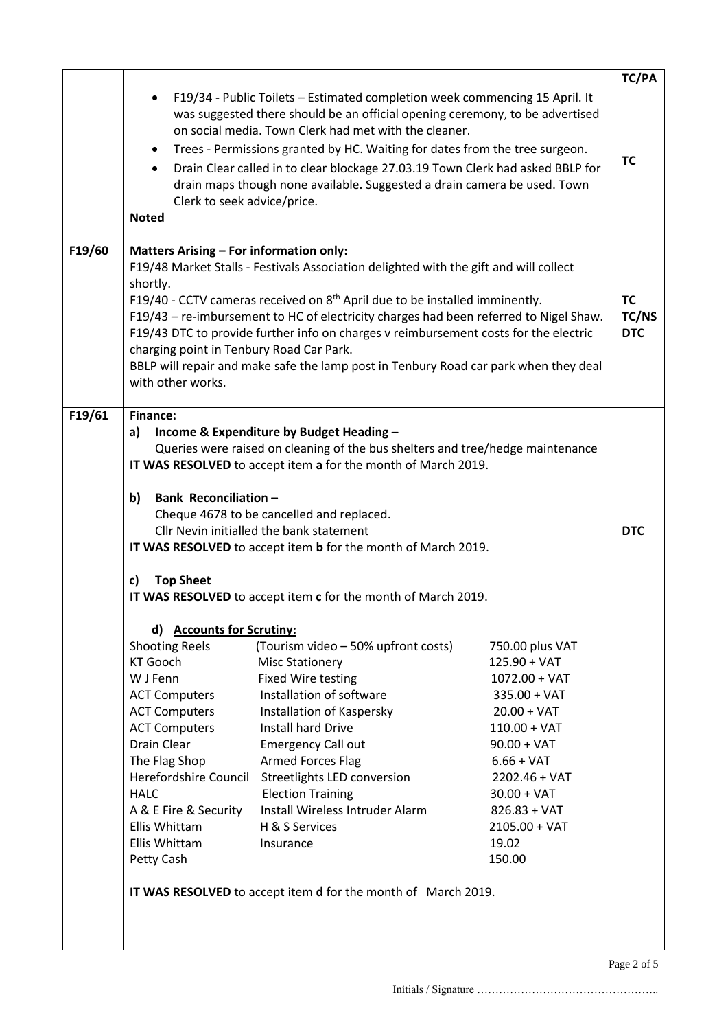| | | |
|---|---|---|
| | • F19/34 - Public Toilets – Estimated completion week commencing 15 April. It was suggested there should be an official opening ceremony, to be advertised on social media. Town Clerk had met with the cleaner.<br>• Trees - Permissions granted by HC. Waiting for dates from the tree surgeon.<br>• Drain Clear called in to clear blockage 27.03.19 Town Clerk had asked BBLP for drain maps though none available. Suggested a drain camera be used. Town Clerk to seek advice/price.<br>**Noted** | **TC/PA**<br><br>**TC** |
| **F19/60** | **Matters Arising – For information only:**<br>F19/48 Market Stalls - Festivals Association delighted with the gift and will collect shortly.<br>F19/40 - CCTV cameras received on 8th April due to be installed imminently.<br>F19/43 – re-imbursement to HC of electricity charges had been referred to Nigel Shaw.<br>F19/43 DTC to provide further info on charges v reimbursement costs for the electric charging point in Tenbury Road Car Park.<br>BBLP will repair and make safe the lamp post in Tenbury Road car park when they deal with other works. | **TC**<br>**TC/NS**<br>**DTC** |
| **F19/61** | **Finance:**<br>**a) Income & Expenditure by Budget Heading** –<br>Queries were raised on cleaning of the bus shelters and tree/hedge maintenance<br>**IT WAS RESOLVED** to accept item **a** for the month of March 2019.<br><br>**b) Bank Reconciliation –**<br>Cheque 4678 to be cancelled and replaced.<br>Cllr Nevin initialled the bank statement<br>**IT WAS RESOLVED** to accept item **b** for the month of March 2019.<br><br>**c) Top Sheet**<br>**IT WAS RESOLVED** to accept item **c** for the month of March 2019.<br><br>**d) Accounts for Scrutiny:**<br>Shooting Reels — (Tourism video – 50% upfront costs) — 750.00 plus VAT<br>KT Gooch — Misc Stationery — 125.90 + VAT<br>W J Fenn — Fixed Wire testing — 1072.00 + VAT<br>ACT Computers — Installation of software — 335.00 + VAT<br>ACT Computers — Installation of Kaspersky — 20.00 + VAT<br>ACT Computers — Install hard Drive — 110.00 + VAT<br>Drain Clear — Emergency Call out — 90.00 + VAT<br>The Flag Shop — Armed Forces Flag — 6.66 + VAT<br>Herefordshire Council — Streetlights LED conversion — 2202.46 + VAT<br>HALC — Election Training — 30.00 + VAT<br>A & E Fire & Security — Install Wireless Intruder Alarm — 826.83 + VAT<br>Ellis Whittam — H & S Services — 2105.00 + VAT<br>Ellis Whittam — Insurance — 19.02<br>Petty Cash — — 150.00<br><br>**IT WAS RESOLVED** to accept item **d** for the month of March 2019. | **DTC** |

Initials / Signature …………………………………………..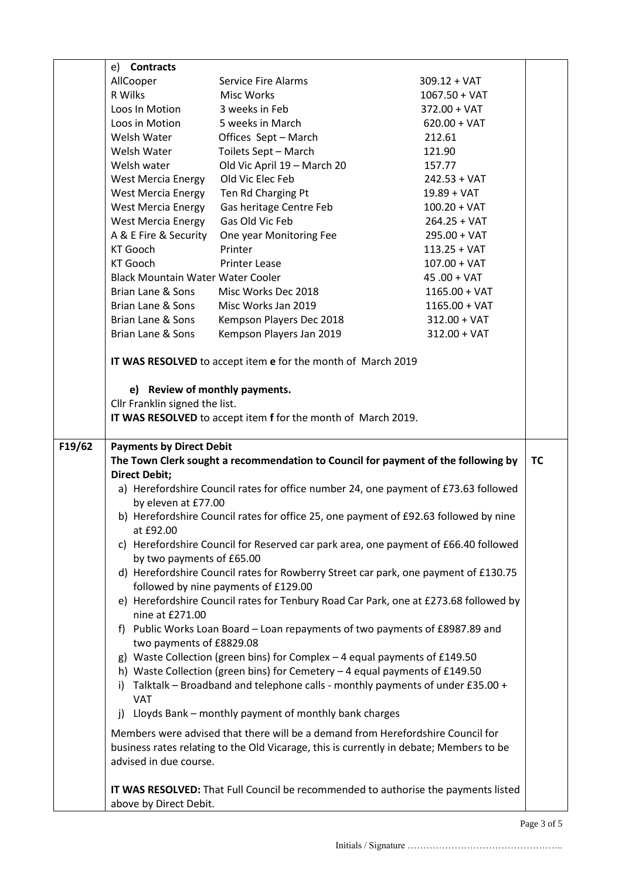e) **Contracts**

| | | |
|---|---|---|
| AllCooper | Service Fire Alarms | 309.12 + VAT |
| R Wilks | Misc Works | 1067.50 + VAT |
| Loos In Motion | 3 weeks in Feb | 372.00 + VAT |
| Loos in Motion | 5 weeks in March | 620.00 + VAT |
| Welsh Water | Offices Sept – March | 212.61 |
| Welsh Water | Toilets Sept – March | 121.90 |
| Welsh water | Old Vic April 19 – March 20 | 157.77 |
| West Mercia Energy | Old Vic Elec Feb | 242.53 + VAT |
| West Mercia Energy | Ten Rd Charging Pt | 19.89 + VAT |
| West Mercia Energy | Gas heritage Centre Feb | 100.20 + VAT |
| West Mercia Energy | Gas Old Vic Feb | 264.25 + VAT |
| A & E Fire & Security | One year Monitoring Fee | 295.00 + VAT |
| KT Gooch | Printer | 113.25 + VAT |
| KT Gooch | Printer Lease | 107.00 + VAT |
| Black Mountain Water Water Cooler | | 45 .00 + VAT |
| Brian Lane & Sons | Misc Works Dec 2018 | 1165.00 + VAT |
| Brian Lane & Sons | Misc Works Jan 2019 | 1165.00 + VAT |
| Brian Lane & Sons | Kempson Players Dec 2018 | 312.00 + VAT |
| Brian Lane & Sons | Kempson Players Jan 2019 | 312.00 + VAT |

**IT WAS RESOLVED** to accept item **e** for the month of March 2019

**e) Review of monthly payments.**

Cllr Franklin signed the list.

**IT WAS RESOLVED** to accept item **f** for the month of March 2019.

**F19/62** **Payments by Direct Debit**

**The Town Clerk sought a recommendation to Council for payment of the following by Direct Debit;** — **TC**

a) Herefordshire Council rates for office number 24, one payment of £73.63 followed by eleven at £77.00
b) Herefordshire Council rates for office 25, one payment of £92.63 followed by nine at £92.00
c) Herefordshire Council for Reserved car park area, one payment of £66.40 followed by two payments of £65.00
d) Herefordshire Council rates for Rowberry Street car park, one payment of £130.75 followed by nine payments of £129.00
e) Herefordshire Council rates for Tenbury Road Car Park, one at £273.68 followed by nine at £271.00
f) Public Works Loan Board – Loan repayments of two payments of £8987.89 and two payments of £8829.08
g) Waste Collection (green bins) for Complex – 4 equal payments of £149.50
h) Waste Collection (green bins) for Cemetery – 4 equal payments of £149.50
i) Talktalk – Broadband and telephone calls - monthly payments of under £35.00 + VAT
j) Lloyds Bank – monthly payment of monthly bank charges

Members were advised that there will be a demand from Herefordshire Council for business rates relating to the Old Vicarage, this is currently in debate; Members to be advised in due course.

**IT WAS RESOLVED:** That Full Council be recommended to authorise the payments listed above by Direct Debit.

Initials / Signature …………………………………………..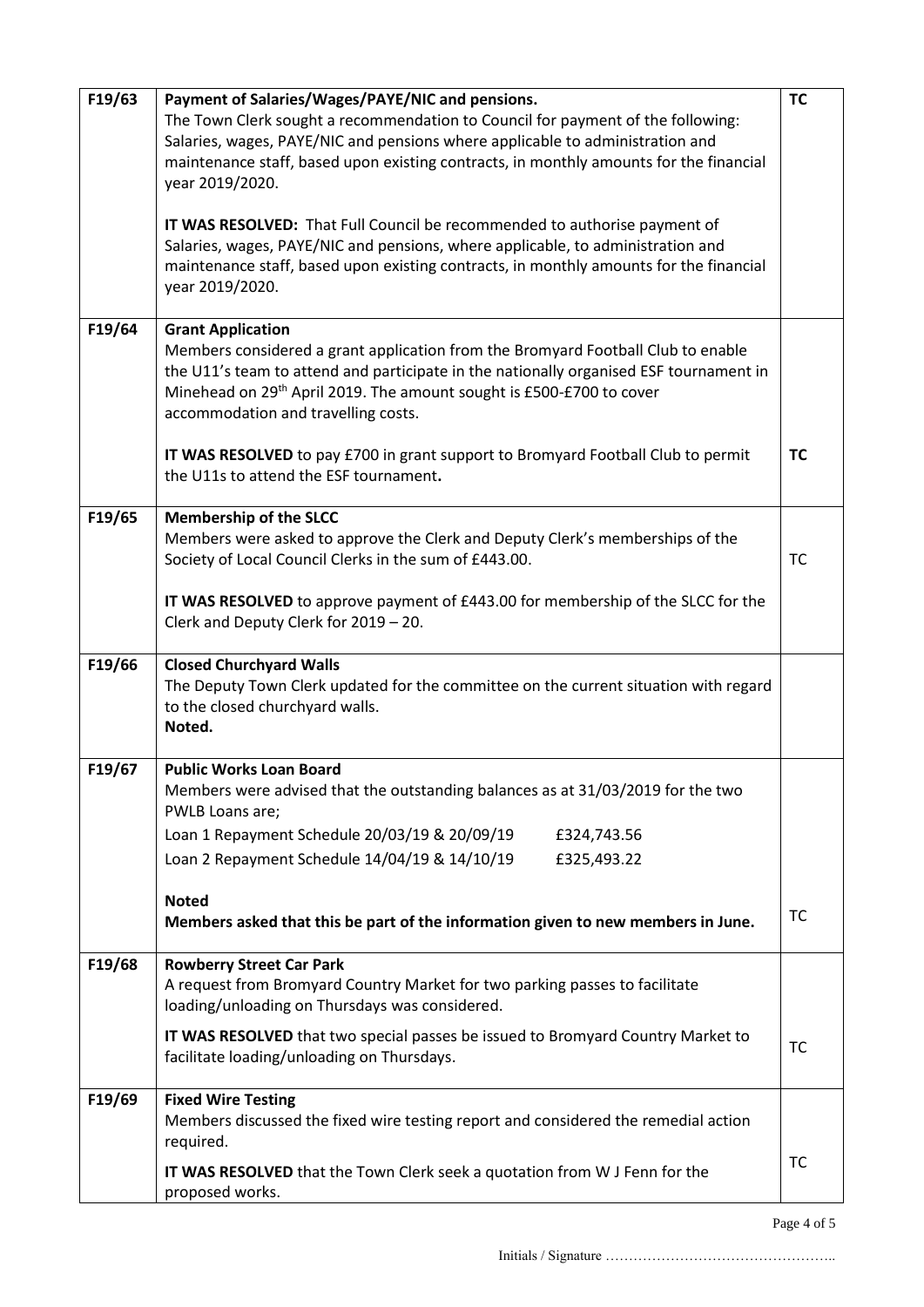| | | |
|---|---|---|
| F19/63 | **Payment of Salaries/Wages/PAYE/NIC and pensions.**<br>The Town Clerk sought a recommendation to Council for payment of the following: Salaries, wages, PAYE/NIC and pensions where applicable to administration and maintenance staff, based upon existing contracts, in monthly amounts for the financial year 2019/2020.<br><br>**IT WAS RESOLVED:** That Full Council be recommended to authorise payment of Salaries, wages, PAYE/NIC and pensions, where applicable, to administration and maintenance staff, based upon existing contracts, in monthly amounts for the financial year 2019/2020. | **TC** |
| F19/64 | **Grant Application**<br>Members considered a grant application from the Bromyard Football Club to enable the U11's team to attend and participate in the nationally organised ESF tournament in Minehead on 29th April 2019. The amount sought is £500-£700 to cover accommodation and travelling costs.<br><br>**IT WAS RESOLVED** to pay £700 in grant support to Bromyard Football Club to permit the U11s to attend the ESF tournament**.** | **TC** |
| F19/65 | **Membership of the SLCC**<br>Members were asked to approve the Clerk and Deputy Clerk's memberships of the Society of Local Council Clerks in the sum of £443.00.<br><br>**IT WAS RESOLVED** to approve payment of £443.00 for membership of the SLCC for the Clerk and Deputy Clerk for 2019 – 20. | TC |
| F19/66 | **Closed Churchyard Walls**<br>The Deputy Town Clerk updated for the committee on the current situation with regard to the closed churchyard walls.<br>**Noted.** | |
| F19/67 | **Public Works Loan Board**<br>Members were advised that the outstanding balances as at 31/03/2019 for the two PWLB Loans are;<br>Loan 1 Repayment Schedule 20/03/19 & 20/09/19 £324,743.56<br>Loan 2 Repayment Schedule 14/04/19 & 14/10/19 £325,493.22<br><br>**Noted**<br>**Members asked that this be part of the information given to new members in June.** | TC |
| F19/68 | **Rowberry Street Car Park**<br>A request from Bromyard Country Market for two parking passes to facilitate loading/unloading on Thursdays was considered.<br><br>**IT WAS RESOLVED** that two special passes be issued to Bromyard Country Market to facilitate loading/unloading on Thursdays. | TC |
| F19/69 | **Fixed Wire Testing**<br>Members discussed the fixed wire testing report and considered the remedial action required.<br><br>**IT WAS RESOLVED** that the Town Clerk seek a quotation from W J Fenn for the proposed works. | TC |

Initials / Signature …………………………………………..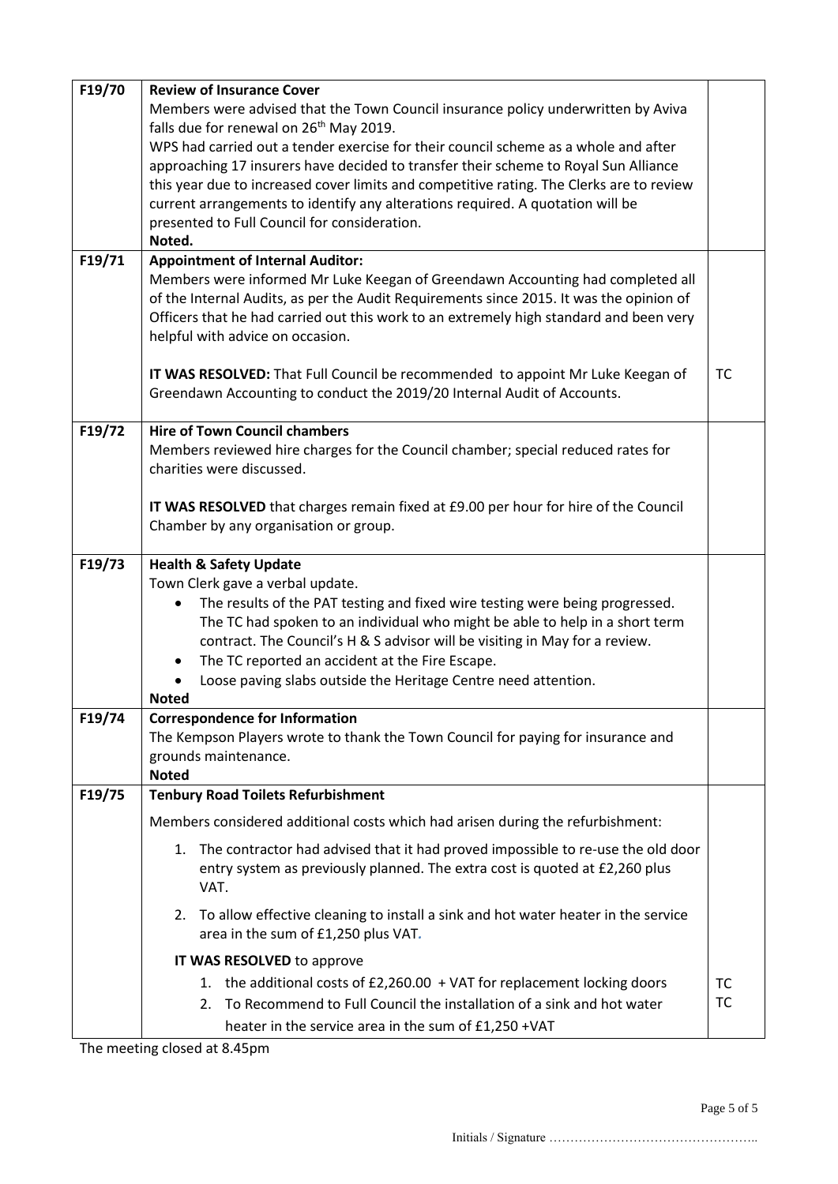| | | |
|---|---|---|
| F19/70 | **Review of Insurance Cover**<br>Members were advised that the Town Council insurance policy underwritten by Aviva falls due for renewal on 26th May 2019.<br>WPS had carried out a tender exercise for their council scheme as a whole and after approaching 17 insurers have decided to transfer their scheme to Royal Sun Alliance this year due to increased cover limits and competitive rating. The Clerks are to review current arrangements to identify any alterations required. A quotation will be presented to Full Council for consideration.<br>**Noted.** | |
| F19/71 | **Appointment of Internal Auditor:**<br>Members were informed Mr Luke Keegan of Greendawn Accounting had completed all of the Internal Audits, as per the Audit Requirements since 2015. It was the opinion of Officers that he had carried out this work to an extremely high standard and been very helpful with advice on occasion.<br><br>**IT WAS RESOLVED:** That Full Council be recommended to appoint Mr Luke Keegan of Greendawn Accounting to conduct the 2019/20 Internal Audit of Accounts. | TC |
| F19/72 | **Hire of Town Council chambers**<br>Members reviewed hire charges for the Council chamber; special reduced rates for charities were discussed.<br><br>**IT WAS RESOLVED** that charges remain fixed at £9.00 per hour for hire of the Council Chamber by any organisation or group. | |
| F19/73 | **Health & Safety Update**<br>Town Clerk gave a verbal update.<br>• The results of the PAT testing and fixed wire testing were being progressed. The TC had spoken to an individual who might be able to help in a short term contract. The Council's H & S advisor will be visiting in May for a review.<br>• The TC reported an accident at the Fire Escape.<br>• Loose paving slabs outside the Heritage Centre need attention.<br>**Noted** | |
| F19/74 | **Correspondence for Information**<br>The Kempson Players wrote to thank the Town Council for paying for insurance and grounds maintenance.<br>**Noted** | |
| F19/75 | **Tenbury Road Toilets Refurbishment**<br>Members considered additional costs which had arisen during the refurbishment:<br>1. The contractor had advised that it had proved impossible to re-use the old door entry system as previously planned. The extra cost is quoted at £2,260 plus VAT.<br>2. To allow effective cleaning to install a sink and hot water heater in the service area in the sum of £1,250 plus VAT.<br><br>**IT WAS RESOLVED** to approve<br>1. the additional costs of £2,260.00 + VAT for replacement locking doors<br>2. To Recommend to Full Council the installation of a sink and hot water heater in the service area in the sum of £1,250 +VAT | TC<br>TC |

The meeting closed at 8.45pm

Initials / Signature …………………………………………..